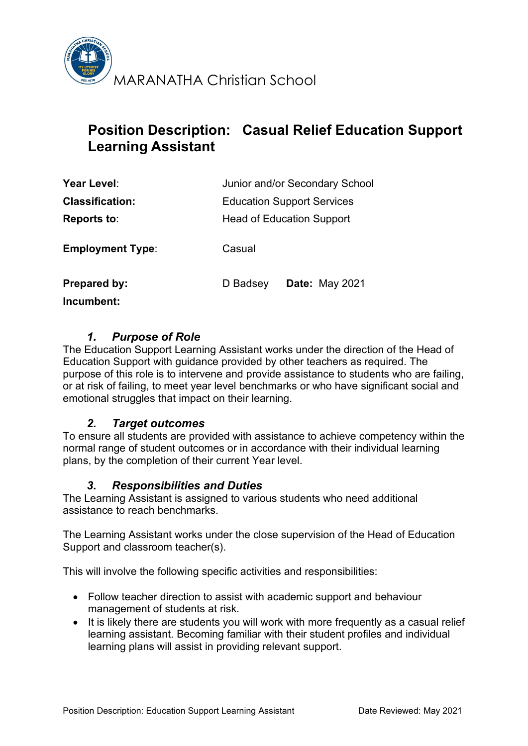MARANATHA Christian School

# Position Description: Casual Relief Education Support Learning Assistant

| | |
|---|---|
| **Year Level**: | Junior and/or Secondary School |
| **Classification:** | Education Support Services |
| **Reports to**: | Head of Education Support |
| **Employment Type**: | Casual |
| **Prepared by:** | D Badsey **Date:** May 2021 |
| **Incumbent:** | |

### *1. Purpose of Role*

The Education Support Learning Assistant works under the direction of the Head of Education Support with guidance provided by other teachers as required. The purpose of this role is to intervene and provide assistance to students who are failing, or at risk of failing, to meet year level benchmarks or who have significant social and emotional struggles that impact on their learning.

### *2. Target outcomes*

To ensure all students are provided with assistance to achieve competency within the normal range of student outcomes or in accordance with their individual learning plans, by the completion of their current Year level.

### *3. Responsibilities and Duties*

The Learning Assistant is assigned to various students who need additional assistance to reach benchmarks.

The Learning Assistant works under the close supervision of the Head of Education Support and classroom teacher(s).

This will involve the following specific activities and responsibilities:

- Follow teacher direction to assist with academic support and behaviour management of students at risk.
- It is likely there are students you will work with more frequently as a casual relief learning assistant. Becoming familiar with their student profiles and individual learning plans will assist in providing relevant support.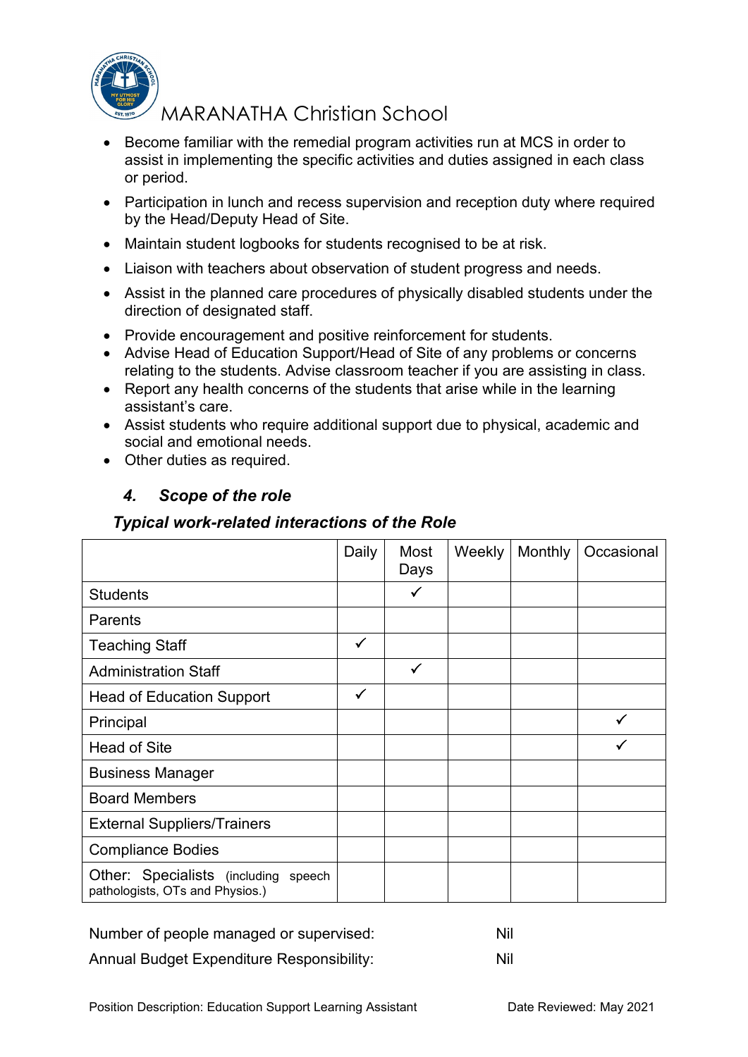- Become familiar with the remedial program activities run at MCS in order to assist in implementing the specific activities and duties assigned in each class or period.
- Participation in lunch and recess supervision and reception duty where required by the Head/Deputy Head of Site.
- Maintain student logbooks for students recognised to be at risk.
- Liaison with teachers about observation of student progress and needs.
- Assist in the planned care procedures of physically disabled students under the direction of designated staff.
- Provide encouragement and positive reinforcement for students.
- Advise Head of Education Support/Head of Site of any problems or concerns relating to the students. Advise classroom teacher if you are assisting in class.
- Report any health concerns of the students that arise while in the learning assistant's care.
- Assist students who require additional support due to physical, academic and social and emotional needs.
- Other duties as required.

### *4. Scope of the role*

#### *Typical work-related interactions of the Role*

| | Daily | Most Days | Weekly | Monthly | Occasional |
|---|---|---|---|---|---|
| Students | | ✓ | | | |
| Parents | | | | | |
| Teaching Staff | ✓ | | | | |
| Administration Staff | | ✓ | | | |
| Head of Education Support | ✓ | | | | |
| Principal | | | | | ✓ |
| Head of Site | | | | | ✓ |
| Business Manager | | | | | |
| Board Members | | | | | |
| External Suppliers/Trainers | | | | | |
| Compliance Bodies | | | | | |
| Other: Specialists (including speech pathologists, OTs and Physios.) | | | | | |

Number of people managed or supervised: Nil

Annual Budget Expenditure Responsibility: Nil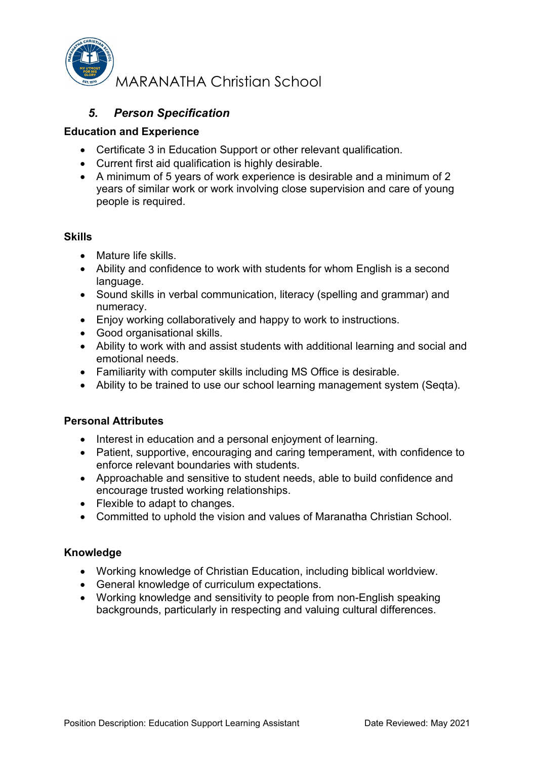### *5. Person Specification*

**Education and Experience**

- Certificate 3 in Education Support or other relevant qualification.
- Current first aid qualification is highly desirable.
- A minimum of 5 years of work experience is desirable and a minimum of 2 years of similar work or work involving close supervision and care of young people is required.

**Skills**

- Mature life skills.
- Ability and confidence to work with students for whom English is a second language.
- Sound skills in verbal communication, literacy (spelling and grammar) and numeracy.
- Enjoy working collaboratively and happy to work to instructions.
- Good organisational skills.
- Ability to work with and assist students with additional learning and social and emotional needs.
- Familiarity with computer skills including MS Office is desirable.
- Ability to be trained to use our school learning management system (Seqta).

**Personal Attributes**

- Interest in education and a personal enjoyment of learning.
- Patient, supportive, encouraging and caring temperament, with confidence to enforce relevant boundaries with students.
- Approachable and sensitive to student needs, able to build confidence and encourage trusted working relationships.
- Flexible to adapt to changes.
- Committed to uphold the vision and values of Maranatha Christian School.

**Knowledge**

- Working knowledge of Christian Education, including biblical worldview.
- General knowledge of curriculum expectations.
- Working knowledge and sensitivity to people from non-English speaking backgrounds, particularly in respecting and valuing cultural differences.